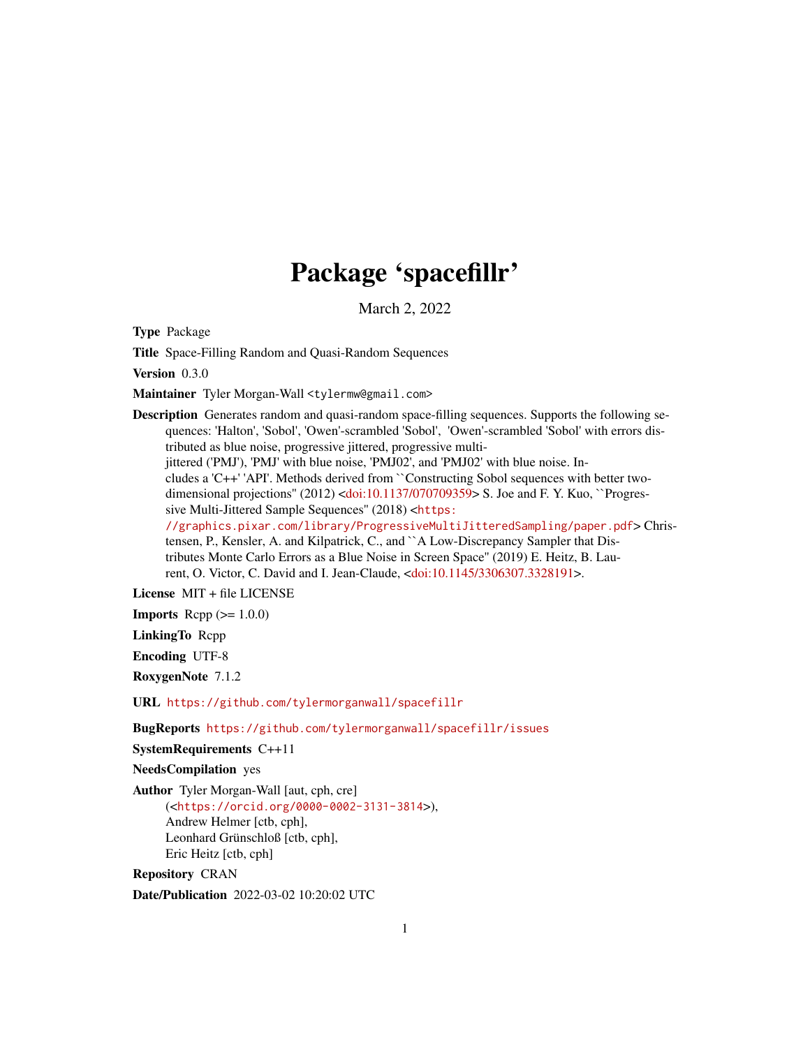# Package 'spacefillr'

March 2, 2022

**Type** Package

**Title** Space-Filling Random and Quasi-Random Sequences

**Version** 0.3.0

**Maintainer** Tyler Morgan-Wall <tylermw@gmail.com>

**Description** Generates random and quasi-random space-filling sequences. Supports the following sequences: 'Halton', 'Sobol', 'Owen'-scrambled 'Sobol', 'Owen'-scrambled 'Sobol' with errors distributed as blue noise, progressive jittered, progressive multi-jittered ('PMJ'), 'PMJ' with blue noise, 'PMJ02', and 'PMJ02' with blue noise. Includes a 'C++' 'API'. Methods derived from ``Constructing Sobol sequences with better two-dimensional projections'' (2012) <doi:10.1137/070709359> S. Joe and F. Y. Kuo, ``Progressive Multi-Jittered Sample Sequences'' (2018) <https://graphics.pixar.com/library/ProgressiveMultiJitteredSampling/paper.pdf> Christensen, P., Kensler, A. and Kilpatrick, C., and ``A Low-Discrepancy Sampler that Distributes Monte Carlo Errors as a Blue Noise in Screen Space'' (2019) E. Heitz, B. Laurent, O. Victor, C. David and I. Jean-Claude, <doi:10.1145/3306307.3328191>.

**License** MIT + file LICENSE

**Imports** Rcpp (>= 1.0.0)

**LinkingTo** Rcpp

**Encoding** UTF-8

**RoxygenNote** 7.1.2

**URL** https://github.com/tylermorganwall/spacefillr

**BugReports** https://github.com/tylermorganwall/spacefillr/issues

**SystemRequirements** C++11

**NeedsCompilation** yes

**Author** Tyler Morgan-Wall [aut, cph, cre] (<https://orcid.org/0000-0002-3131-3814>), Andrew Helmer [ctb, cph], Leonhard Grünschloß [ctb, cph], Eric Heitz [ctb, cph]

**Repository** CRAN

**Date/Publication** 2022-03-02 10:20:02 UTC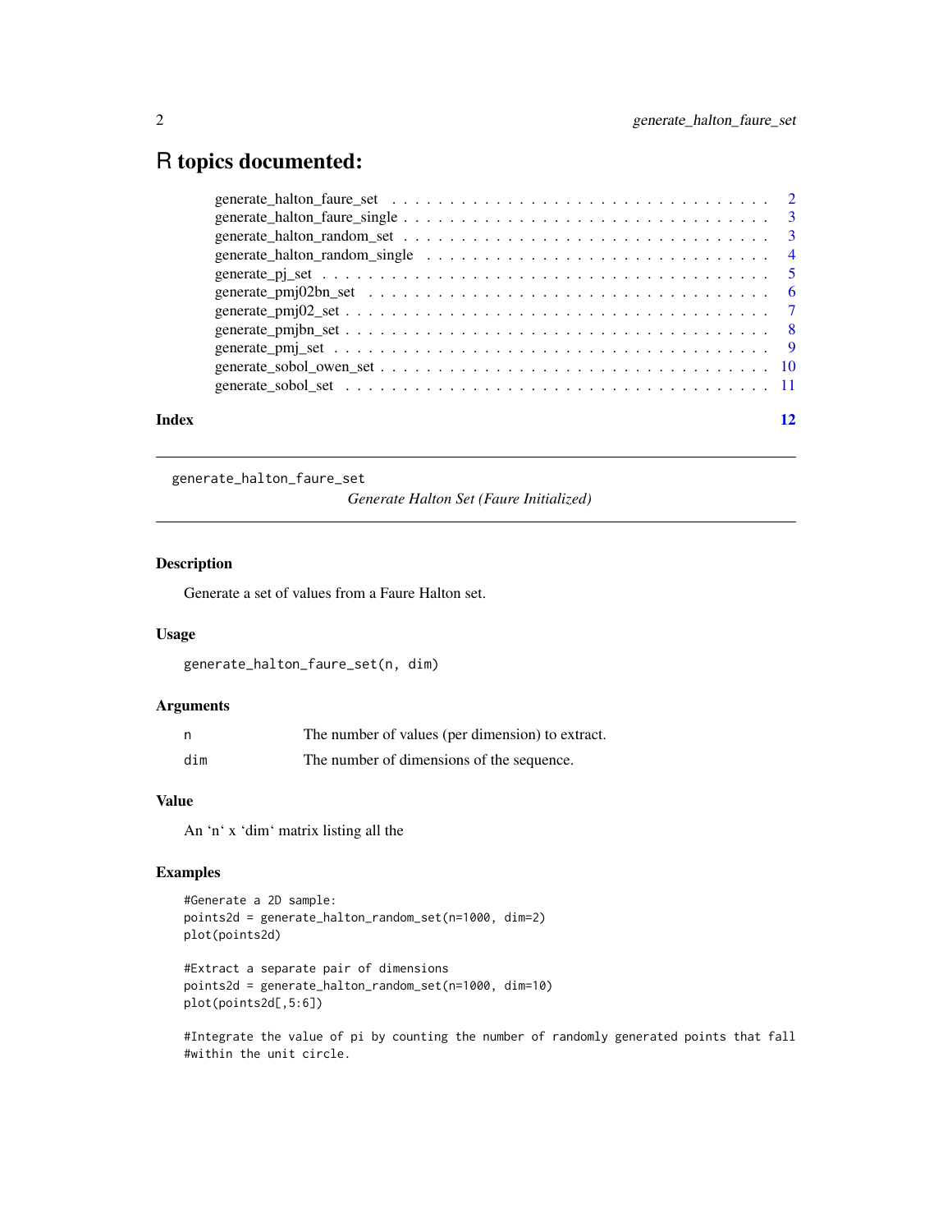# R topics documented:

| | |
|---|---|
| generate_halton_faure_set | 2 |
| generate_halton_faure_single | 3 |
| generate_halton_random_set | 3 |
| generate_halton_random_single | 4 |
| generate_pj_set | 5 |
| generate_pmj02bn_set | 6 |
| generate_pmj02_set | 7 |
| generate_pmjbn_set | 8 |
| generate_pmj_set | 9 |
| generate_sobol_owen_set | 10 |
| generate_sobol_set | 11 |
| **Index** | **12** |

---

`generate_halton_faure_set` *Generate Halton Set (Faure Initialized)*

---

## Description

Generate a set of values from a Faure Halton set.

## Usage

```
generate_halton_faure_set(n, dim)
```

## Arguments

| | |
|---|---|
| `n` | The number of values (per dimension) to extract. |
| `dim` | The number of dimensions of the sequence. |

## Value

An 'n' x 'dim' matrix listing all the

## Examples

```
#Generate a 2D sample:
points2d = generate_halton_random_set(n=1000, dim=2)
plot(points2d)

#Extract a separate pair of dimensions
points2d = generate_halton_random_set(n=1000, dim=10)
plot(points2d[,5:6])

#Integrate the value of pi by counting the number of randomly generated points that fall
#within the unit circle.
```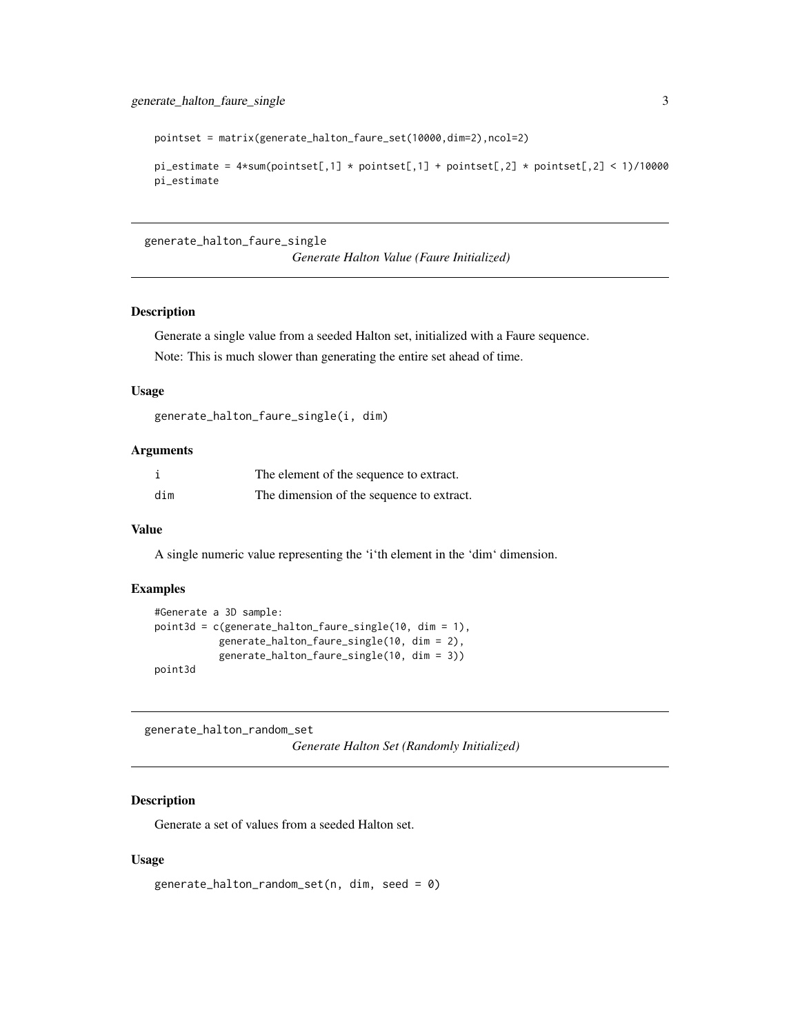```
pointset = matrix(generate_halton_faure_set(10000,dim=2),ncol=2)

pi_estimate = 4*sum(pointset[,1] * pointset[,1] + pointset[,2] * pointset[,2] < 1)/10000
pi_estimate
```

## generate_halton_faure_single — *Generate Halton Value (Faure Initialized)*

### Description

Generate a single value from a seeded Halton set, initialized with a Faure sequence.

Note: This is much slower than generating the entire set ahead of time.

### Usage

```
generate_halton_faure_single(i, dim)
```

### Arguments

| | |
|---|---|
| i | The element of the sequence to extract. |
| dim | The dimension of the sequence to extract. |

### Value

A single numeric value representing the ‘i‘th element in the ‘dim‘ dimension.

### Examples

```
#Generate a 3D sample:
point3d = c(generate_halton_faure_single(10, dim = 1),
            generate_halton_faure_single(10, dim = 2),
            generate_halton_faure_single(10, dim = 3))
point3d
```

## generate_halton_random_set — *Generate Halton Set (Randomly Initialized)*

### Description

Generate a set of values from a seeded Halton set.

### Usage

```
generate_halton_random_set(n, dim, seed = 0)
```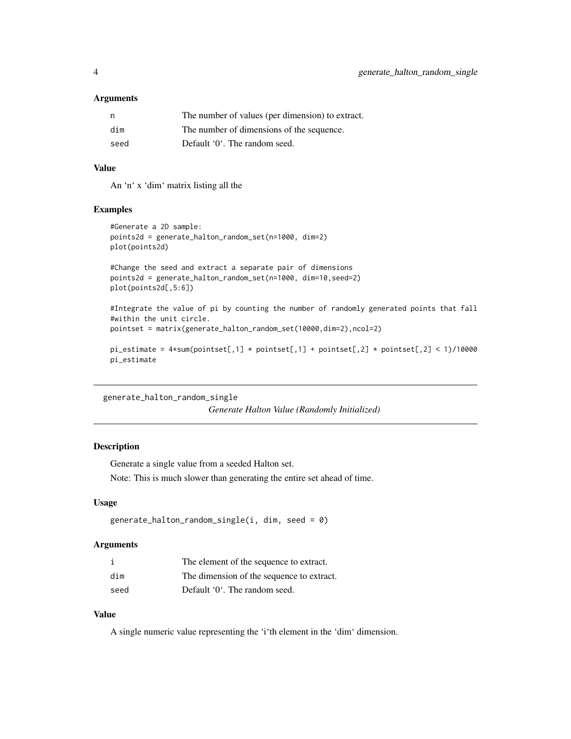### Arguments

| | |
|---|---|
| n | The number of values (per dimension) to extract. |
| dim | The number of dimensions of the sequence. |
| seed | Default '0'. The random seed. |

### Value

An 'n' x 'dim' matrix listing all the

### Examples

```
#Generate a 2D sample:
points2d = generate_halton_random_set(n=1000, dim=2)
plot(points2d)

#Change the seed and extract a separate pair of dimensions
points2d = generate_halton_random_set(n=1000, dim=10,seed=2)
plot(points2d[,5:6])

#Integrate the value of pi by counting the number of randomly generated points that fall
#within the unit circle.
pointset = matrix(generate_halton_random_set(10000,dim=2),ncol=2)

pi_estimate = 4*sum(pointset[,1] * pointset[,1] + pointset[,2] * pointset[,2] < 1)/10000
pi_estimate
```

---

## generate_halton_random_single

*Generate Halton Value (Randomly Initialized)*

### Description

Generate a single value from a seeded Halton set.

Note: This is much slower than generating the entire set ahead of time.

### Usage

```
generate_halton_random_single(i, dim, seed = 0)
```

### Arguments

| | |
|---|---|
| i | The element of the sequence to extract. |
| dim | The dimension of the sequence to extract. |
| seed | Default '0'. The random seed. |

### Value

A single numeric value representing the 'i'th element in the 'dim' dimension.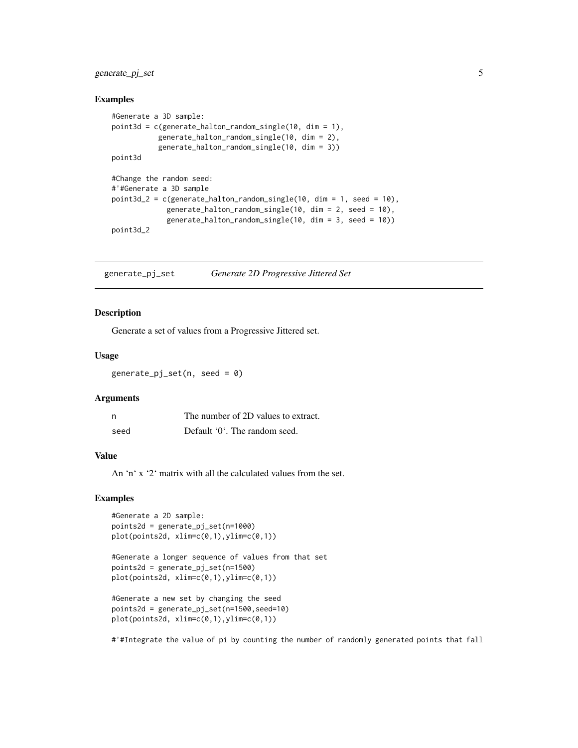### Examples

```
#Generate a 3D sample:
point3d = c(generate_halton_random_single(10, dim = 1),
           generate_halton_random_single(10, dim = 2),
           generate_halton_random_single(10, dim = 3))
point3d

#Change the random seed:
#'#Generate a 3D sample
point3d_2 = c(generate_halton_random_single(10, dim = 1, seed = 10),
             generate_halton_random_single(10, dim = 2, seed = 10),
             generate_halton_random_single(10, dim = 3, seed = 10))
point3d_2
```

---

## generate_pj_set *Generate 2D Progressive Jittered Set*

### Description

Generate a set of values from a Progressive Jittered set.

### Usage

```
generate_pj_set(n, seed = 0)
```

### Arguments

| | |
|---|---|
| n | The number of 2D values to extract. |
| seed | Default '0'. The random seed. |

### Value

An 'n' x '2' matrix with all the calculated values from the set.

### Examples

```
#Generate a 2D sample:
points2d = generate_pj_set(n=1000)
plot(points2d, xlim=c(0,1),ylim=c(0,1))

#Generate a longer sequence of values from that set
points2d = generate_pj_set(n=1500)
plot(points2d, xlim=c(0,1),ylim=c(0,1))

#Generate a new set by changing the seed
points2d = generate_pj_set(n=1500,seed=10)
plot(points2d, xlim=c(0,1),ylim=c(0,1))

#'#Integrate the value of pi by counting the number of randomly generated points that fall
```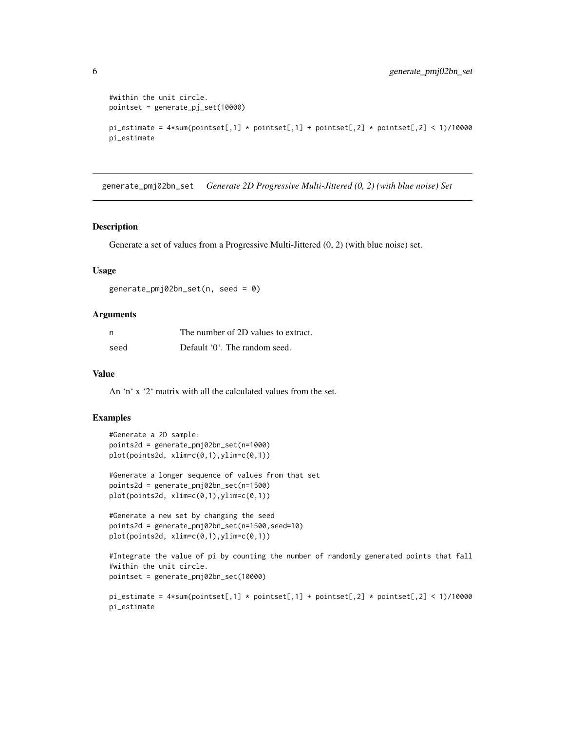```
#within the unit circle.
pointset = generate_pj_set(10000)

pi_estimate = 4*sum(pointset[,1] * pointset[,1] + pointset[,2] * pointset[,2] < 1)/10000
pi_estimate
```

## generate_pmj02bn_set *Generate 2D Progressive Multi-Jittered (0, 2) (with blue noise) Set*

### Description

Generate a set of values from a Progressive Multi-Jittered (0, 2) (with blue noise) set.

### Usage

```
generate_pmj02bn_set(n, seed = 0)
```

### Arguments

| | |
|---|---|
| n | The number of 2D values to extract. |
| seed | Default '0'. The random seed. |

### Value

An 'n' x '2' matrix with all the calculated values from the set.

### Examples

```
#Generate a 2D sample:
points2d = generate_pmj02bn_set(n=1000)
plot(points2d, xlim=c(0,1),ylim=c(0,1))

#Generate a longer sequence of values from that set
points2d = generate_pmj02bn_set(n=1500)
plot(points2d, xlim=c(0,1),ylim=c(0,1))

#Generate a new set by changing the seed
points2d = generate_pmj02bn_set(n=1500,seed=10)
plot(points2d, xlim=c(0,1),ylim=c(0,1))

#Integrate the value of pi by counting the number of randomly generated points that fall
#within the unit circle.
pointset = generate_pmj02bn_set(10000)

pi_estimate = 4*sum(pointset[,1] * pointset[,1] + pointset[,2] * pointset[,2] < 1)/10000
pi_estimate
```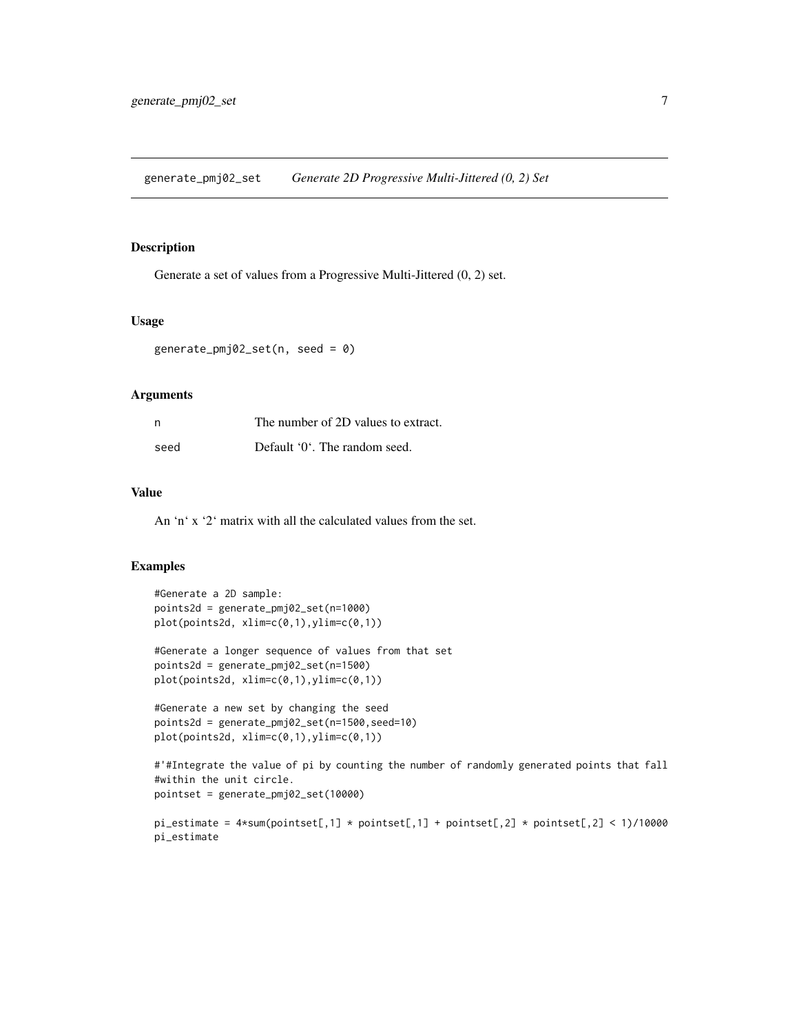## generate_pmj02_set — *Generate 2D Progressive Multi-Jittered (0, 2) Set*

### Description

Generate a set of values from a Progressive Multi-Jittered (0, 2) set.

### Usage

```
generate_pmj02_set(n, seed = 0)
```

### Arguments

| | |
|---|---|
| `n` | The number of 2D values to extract. |
| `seed` | Default '0'. The random seed. |

### Value

An 'n' x '2' matrix with all the calculated values from the set.

### Examples

```
#Generate a 2D sample:
points2d = generate_pmj02_set(n=1000)
plot(points2d, xlim=c(0,1),ylim=c(0,1))

#Generate a longer sequence of values from that set
points2d = generate_pmj02_set(n=1500)
plot(points2d, xlim=c(0,1),ylim=c(0,1))

#Generate a new set by changing the seed
points2d = generate_pmj02_set(n=1500,seed=10)
plot(points2d, xlim=c(0,1),ylim=c(0,1))

#'#Integrate the value of pi by counting the number of randomly generated points that fall
#within the unit circle.
pointset = generate_pmj02_set(10000)

pi_estimate = 4*sum(pointset[,1] * pointset[,1] + pointset[,2] * pointset[,2] < 1)/10000
pi_estimate
```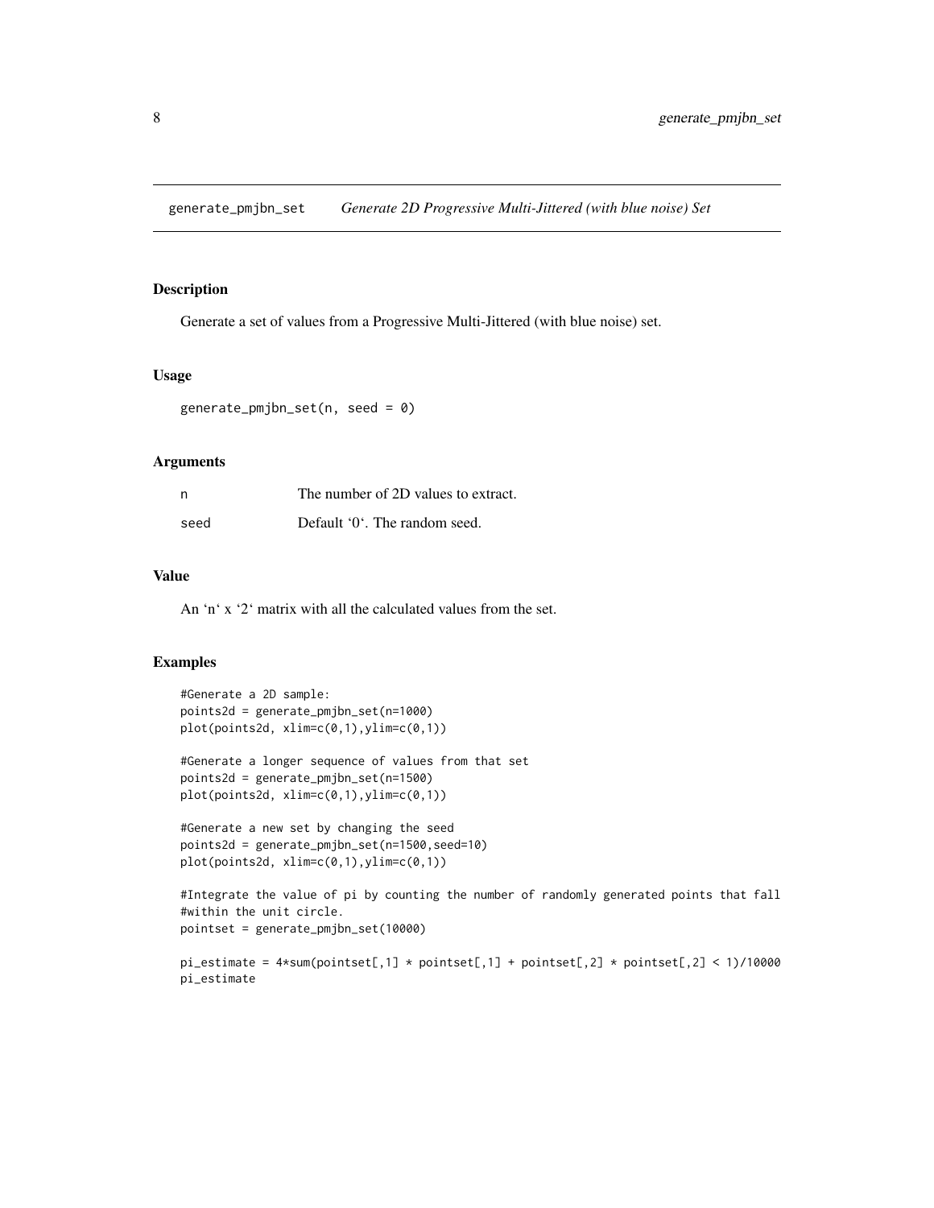# generate_pmjbn_set — *Generate 2D Progressive Multi-Jittered (with blue noise) Set*

## Description

Generate a set of values from a Progressive Multi-Jittered (with blue noise) set.

## Usage

```
generate_pmjbn_set(n, seed = 0)
```

## Arguments

| | |
|---|---|
| n | The number of 2D values to extract. |
| seed | Default '0'. The random seed. |

## Value

An 'n' x '2' matrix with all the calculated values from the set.

## Examples

```
#Generate a 2D sample:
points2d = generate_pmjbn_set(n=1000)
plot(points2d, xlim=c(0,1),ylim=c(0,1))

#Generate a longer sequence of values from that set
points2d = generate_pmjbn_set(n=1500)
plot(points2d, xlim=c(0,1),ylim=c(0,1))

#Generate a new set by changing the seed
points2d = generate_pmjbn_set(n=1500,seed=10)
plot(points2d, xlim=c(0,1),ylim=c(0,1))

#Integrate the value of pi by counting the number of randomly generated points that fall
#within the unit circle.
pointset = generate_pmjbn_set(10000)

pi_estimate = 4*sum(pointset[,1] * pointset[,1] + pointset[,2] * pointset[,2] < 1)/10000
pi_estimate
```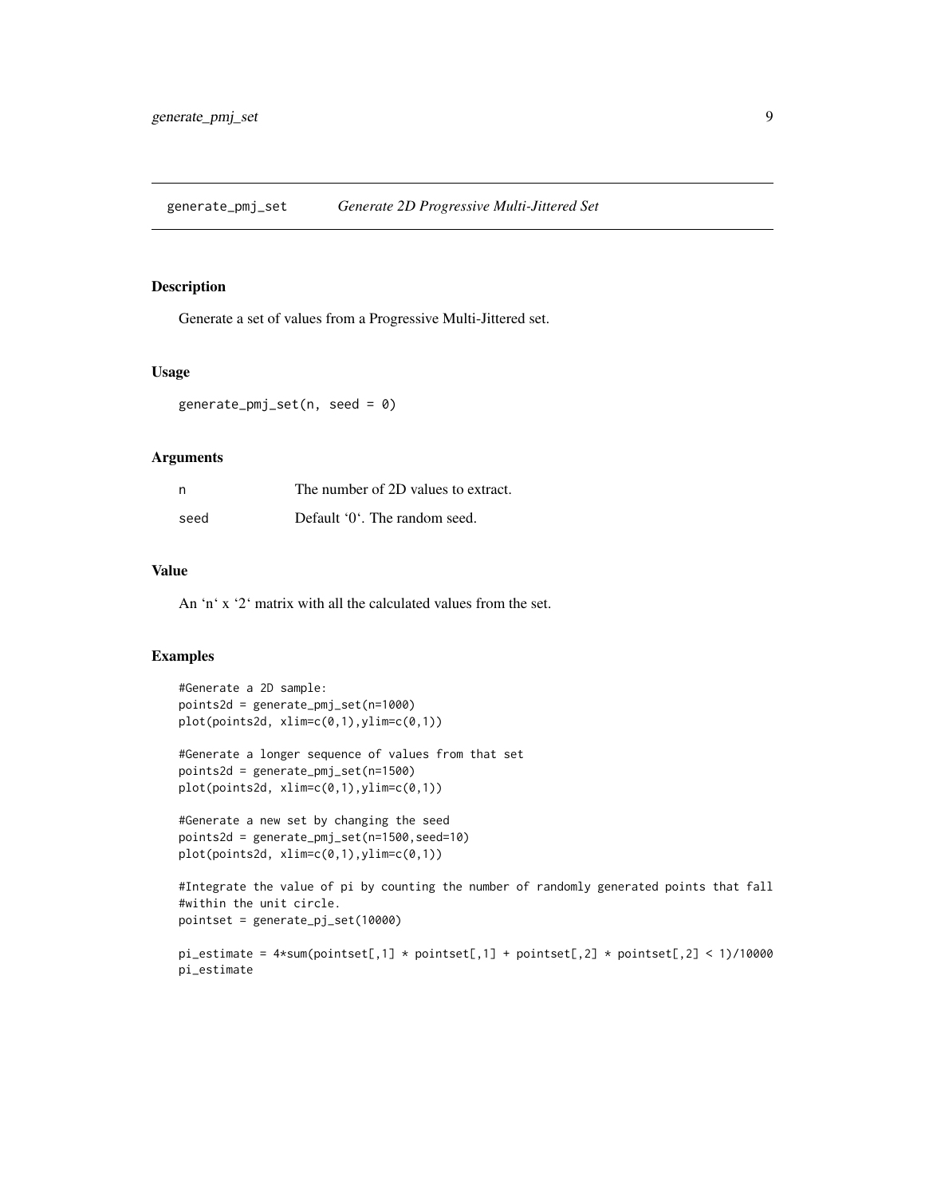## generate_pmj_set *Generate 2D Progressive Multi-Jittered Set*

### Description

Generate a set of values from a Progressive Multi-Jittered set.

### Usage

```
generate_pmj_set(n, seed = 0)
```

### Arguments

| | |
|---|---|
| n | The number of 2D values to extract. |
| seed | Default '0'. The random seed. |

### Value

An 'n' x '2' matrix with all the calculated values from the set.

### Examples

```
#Generate a 2D sample:
points2d = generate_pmj_set(n=1000)
plot(points2d, xlim=c(0,1),ylim=c(0,1))

#Generate a longer sequence of values from that set
points2d = generate_pmj_set(n=1500)
plot(points2d, xlim=c(0,1),ylim=c(0,1))

#Generate a new set by changing the seed
points2d = generate_pmj_set(n=1500,seed=10)
plot(points2d, xlim=c(0,1),ylim=c(0,1))

#Integrate the value of pi by counting the number of randomly generated points that fall
#within the unit circle.
pointset = generate_pj_set(10000)

pi_estimate = 4*sum(pointset[,1] * pointset[,1] + pointset[,2] * pointset[,2] < 1)/10000
pi_estimate
```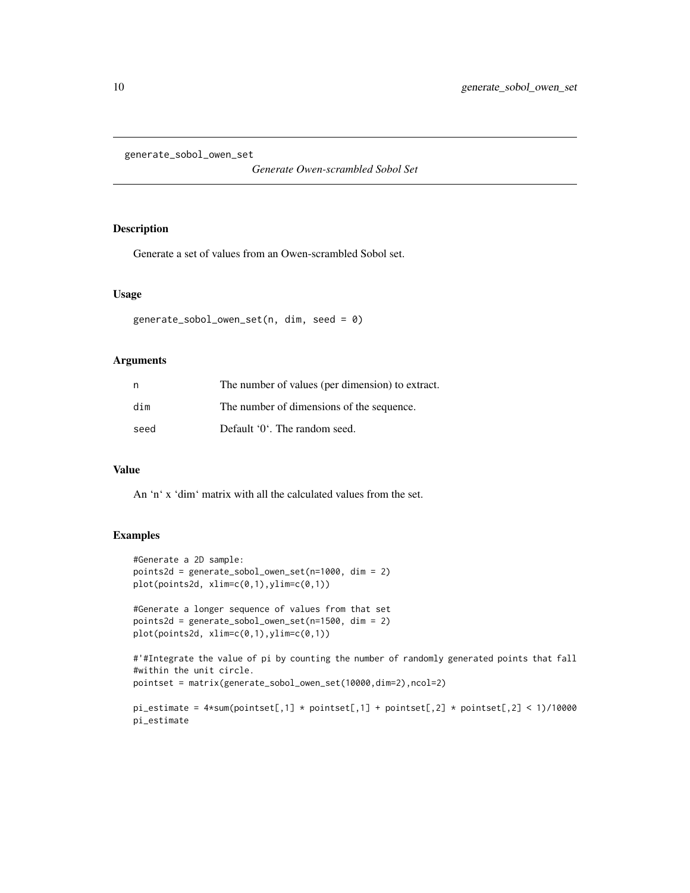generate_sobol_owen_set

*Generate Owen-scrambled Sobol Set*

## Description

Generate a set of values from an Owen-scrambled Sobol set.

## Usage

```
generate_sobol_owen_set(n, dim, seed = 0)
```

## Arguments

| | |
|---|---|
| n | The number of values (per dimension) to extract. |
| dim | The number of dimensions of the sequence. |
| seed | Default '0'. The random seed. |

## Value

An 'n' x 'dim' matrix with all the calculated values from the set.

## Examples

```
#Generate a 2D sample:
points2d = generate_sobol_owen_set(n=1000, dim = 2)
plot(points2d, xlim=c(0,1),ylim=c(0,1))

#Generate a longer sequence of values from that set
points2d = generate_sobol_owen_set(n=1500, dim = 2)
plot(points2d, xlim=c(0,1),ylim=c(0,1))

#'#Integrate the value of pi by counting the number of randomly generated points that fall
#within the unit circle.
pointset = matrix(generate_sobol_owen_set(10000,dim=2),ncol=2)

pi_estimate = 4*sum(pointset[,1] * pointset[,1] + pointset[,2] * pointset[,2] < 1)/10000
pi_estimate
```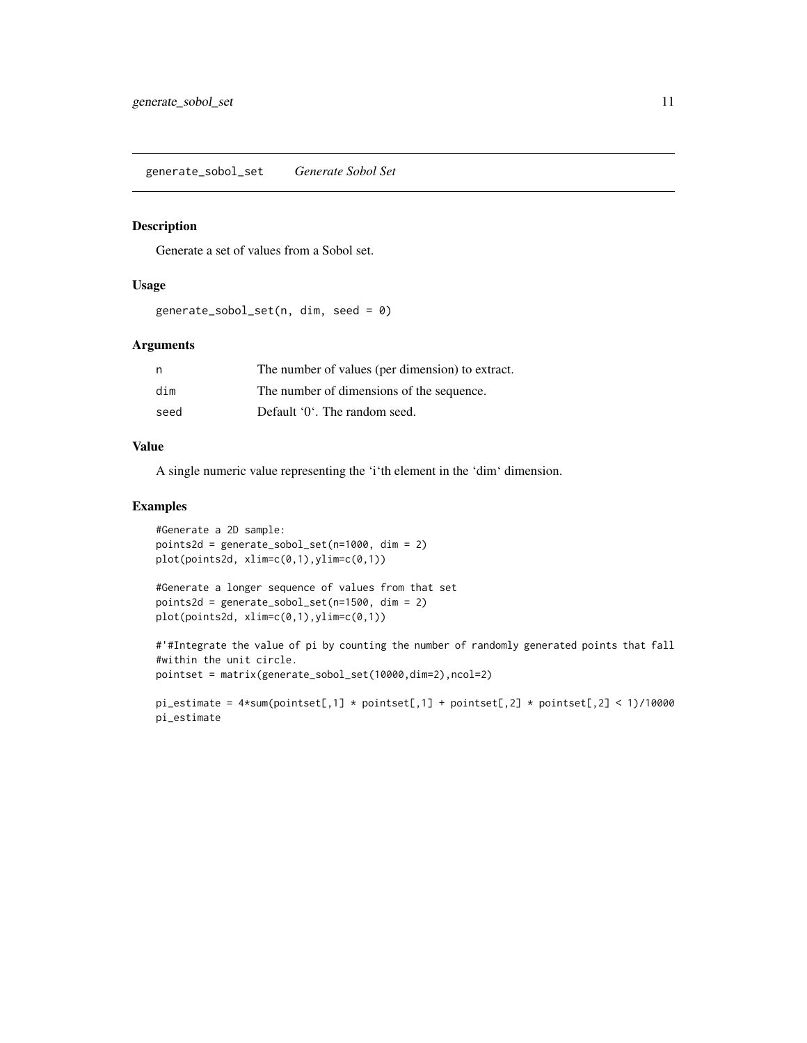generate_sobol_set    *Generate Sobol Set*

## Description

Generate a set of values from a Sobol set.

## Usage

```
generate_sobol_set(n, dim, seed = 0)
```

## Arguments

| | |
|---|---|
| n | The number of values (per dimension) to extract. |
| dim | The number of dimensions of the sequence. |
| seed | Default '0'. The random seed. |

## Value

A single numeric value representing the 'i'th element in the 'dim' dimension.

## Examples

```
#Generate a 2D sample:
points2d = generate_sobol_set(n=1000, dim = 2)
plot(points2d, xlim=c(0,1),ylim=c(0,1))

#Generate a longer sequence of values from that set
points2d = generate_sobol_set(n=1500, dim = 2)
plot(points2d, xlim=c(0,1),ylim=c(0,1))

#'#Integrate the value of pi by counting the number of randomly generated points that fall
#within the unit circle.
pointset = matrix(generate_sobol_set(10000,dim=2),ncol=2)

pi_estimate = 4*sum(pointset[,1] * pointset[,1] + pointset[,2] * pointset[,2] < 1)/10000
pi_estimate
```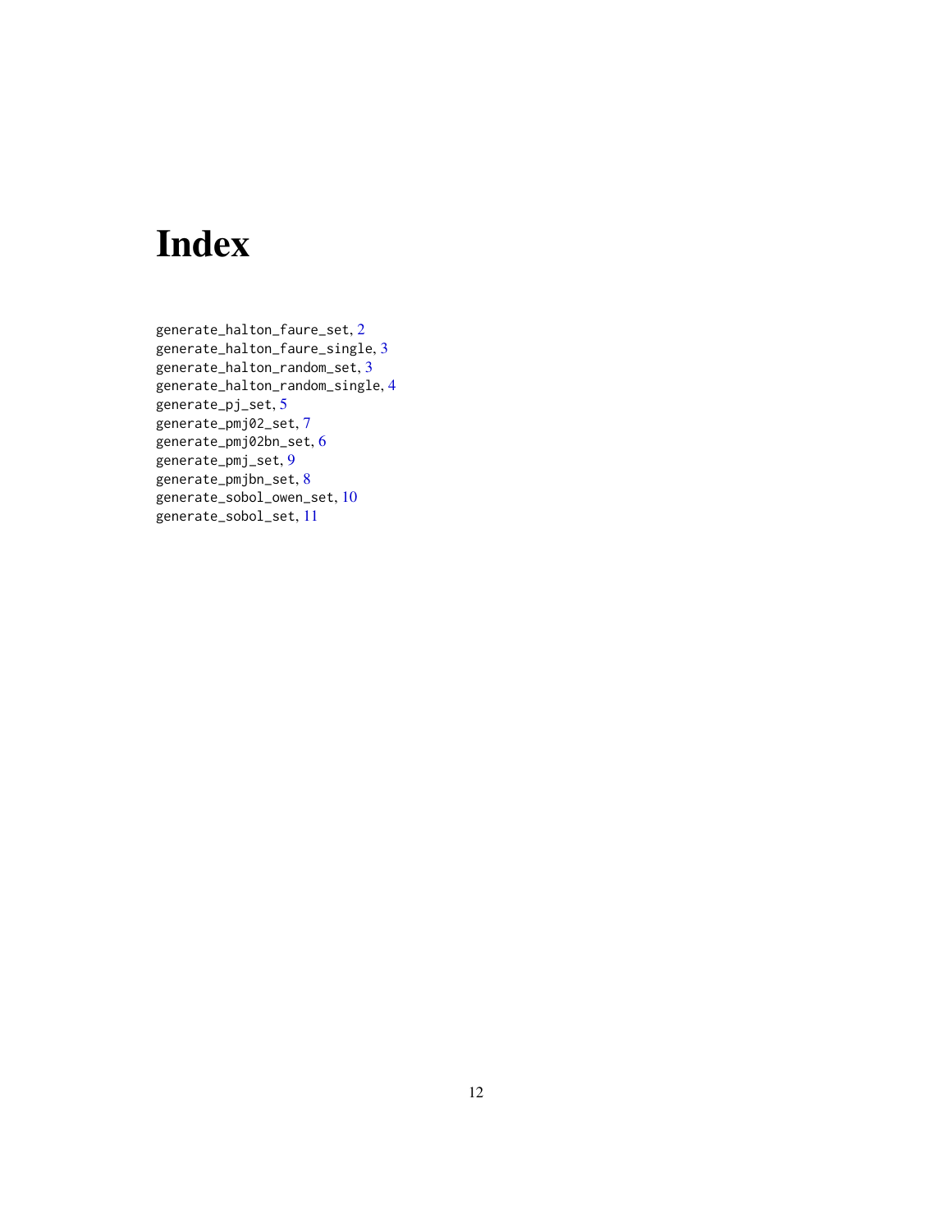# Index

generate_halton_faure_set, 2
generate_halton_faure_single, 3
generate_halton_random_set, 3
generate_halton_random_single, 4
generate_pj_set, 5
generate_pmj02_set, 7
generate_pmj02bn_set, 6
generate_pmj_set, 9
generate_pmjbn_set, 8
generate_sobol_owen_set, 10
generate_sobol_set, 11